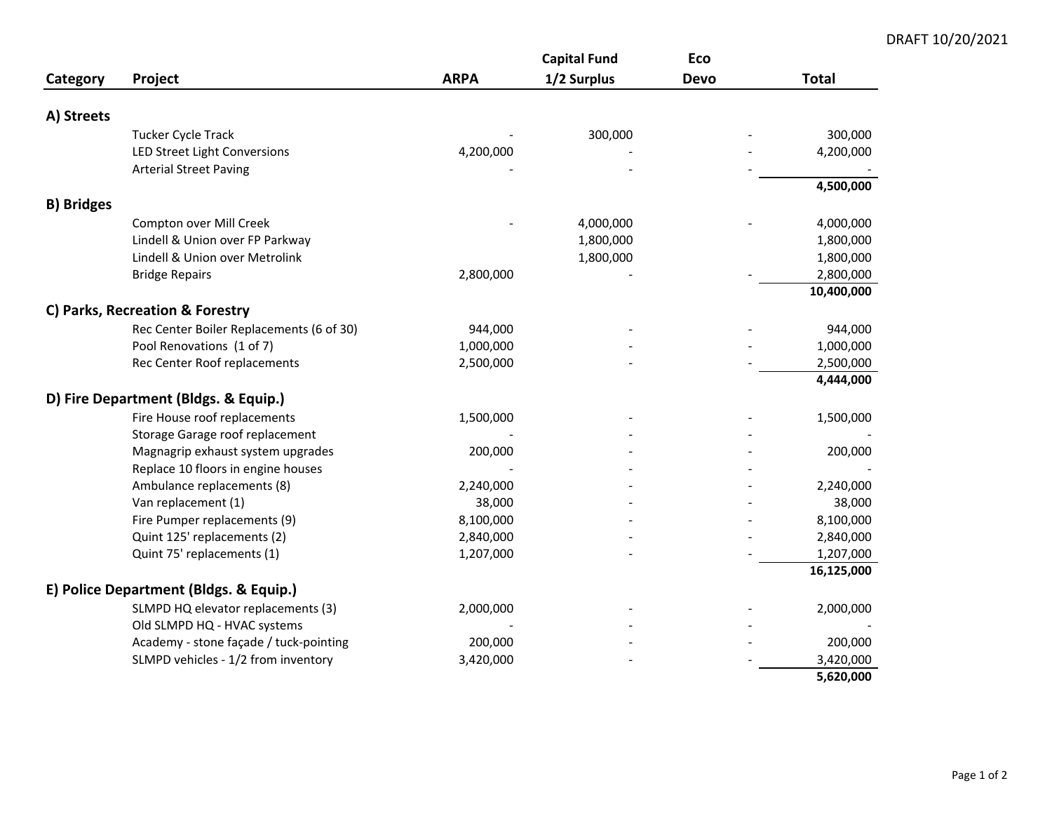DRAFT 10/20/2021

| Category | Project | ARPA | Capital Fund 1/2 Surplus | Eco Devo | Total |
|---|---|---|---|---|---|
| **A) Streets** | | | | | |
| | Tucker Cycle Track | - | 300,000 | - | 300,000 |
| | LED Street Light Conversions | 4,200,000 | - | - | 4,200,000 |
| | Arterial Street Paving | - | - | - | - |
| | | | | | **4,500,000** |
| **B) Bridges** | | | | | |
| | Compton over Mill Creek | - | 4,000,000 | - | 4,000,000 |
| | Lindell & Union over FP Parkway | | 1,800,000 | | 1,800,000 |
| | Lindell & Union over Metrolink | | 1,800,000 | | 1,800,000 |
| | Bridge Repairs | 2,800,000 | - | - | 2,800,000 |
| | | | | | **10,400,000** |
| **C) Parks, Recreation & Forestry** | | | | | |
| | Rec Center Boiler Replacements (6 of 30) | 944,000 | - | - | 944,000 |
| | Pool Renovations (1 of 7) | 1,000,000 | - | - | 1,000,000 |
| | Rec Center Roof replacements | 2,500,000 | - | - | 2,500,000 |
| | | | | | **4,444,000** |
| **D) Fire Department (Bldgs. & Equip.)** | | | | | |
| | Fire House roof replacements | 1,500,000 | - | - | 1,500,000 |
| | Storage Garage roof replacement | - | - | - | - |
| | Magnagrip exhaust system upgrades | 200,000 | - | - | 200,000 |
| | Replace 10 floors in engine houses | - | - | - | - |
| | Ambulance replacements (8) | 2,240,000 | - | - | 2,240,000 |
| | Van replacement (1) | 38,000 | - | - | 38,000 |
| | Fire Pumper replacements (9) | 8,100,000 | - | - | 8,100,000 |
| | Quint 125' replacements (2) | 2,840,000 | - | - | 2,840,000 |
| | Quint 75' replacements (1) | 1,207,000 | - | - | 1,207,000 |
| | | | | | **16,125,000** |
| **E) Police Department (Bldgs. & Equip.)** | | | | | |
| | SLMPD HQ elevator replacements (3) | 2,000,000 | - | - | 2,000,000 |
| | Old SLMPD HQ - HVAC systems | - | - | - | - |
| | Academy - stone façade / tuck-pointing | 200,000 | - | - | 200,000 |
| | SLMPD vehicles - 1/2 from inventory | 3,420,000 | - | - | 3,420,000 |
| | | | | | **5,620,000** |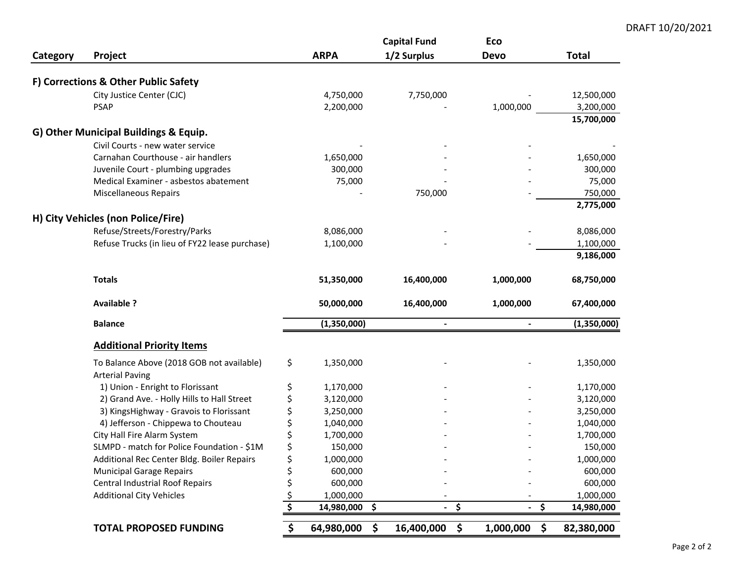DRAFT 10/20/2021

| Category | Project | ARPA | Capital Fund 1/2 Surplus | Eco Devo | Total |
|---|---|---|---|---|---|
| **F) Corrections & Other Public Safety** | | | | | |
| | City Justice Center (CJC) | 4,750,000 | 7,750,000 | - | 12,500,000 |
| | PSAP | 2,200,000 | - | 1,000,000 | 3,200,000 |
| | | | | | **15,700,000** |
| **G) Other Municipal Buildings & Equip.** | | | | | |
| | Civil Courts - new water service | - | - | - | - |
| | Carnahan Courthouse - air handlers | 1,650,000 | - | - | 1,650,000 |
| | Juvenile Court - plumbing upgrades | 300,000 | - | - | 300,000 |
| | Medical Examiner - asbestos abatement | 75,000 | - | - | 75,000 |
| | Miscellaneous Repairs | - | 750,000 | - | 750,000 |
| | | | | | **2,775,000** |
| **H) City Vehicles (non Police/Fire)** | | | | | |
| | Refuse/Streets/Forestry/Parks | 8,086,000 | - | - | 8,086,000 |
| | Refuse Trucks (in lieu of FY22 lease purchase) | 1,100,000 | - | - | 1,100,000 |
| | | | | | **9,186,000** |
| | **Totals** | **51,350,000** | **16,400,000** | **1,000,000** | **68,750,000** |
| | **Available ?** | **50,000,000** | **16,400,000** | **1,000,000** | **67,400,000** |
| | **Balance** | **(1,350,000)** | **-** | **-** | **(1,350,000)** |
| | **Additional Priority Items** | | | | |
| | To Balance Above (2018 GOB not available) | $ 1,350,000 | - | - | 1,350,000 |
| | Arterial Paving | | | | |
| | 1) Union - Enright to Florissant | $ 1,170,000 | - | - | 1,170,000 |
| | 2) Grand Ave. - Holly Hills to Hall Street | $ 3,120,000 | - | - | 3,120,000 |
| | 3) KingsHighway - Gravois to Florissant | $ 3,250,000 | - | - | 3,250,000 |
| | 4) Jefferson - Chippewa to Chouteau | $ 1,040,000 | - | - | 1,040,000 |
| | City Hall Fire Alarm System | $ 1,700,000 | - | - | 1,700,000 |
| | SLMPD - match for Police Foundation - $1M | $ 150,000 | - | - | 150,000 |
| | Additional Rec Center Bldg. Boiler Repairs | $ 1,000,000 | - | - | 1,000,000 |
| | Municipal Garage Repairs | $ 600,000 | - | - | 600,000 |
| | Central Industrial Roof Repairs | $ 600,000 | - | - | 600,000 |
| | Additional City Vehicles | $ 1,000,000 | - | - | 1,000,000 |
| | | **$ 14,980,000** | **$ -** | **$ -** | **$ 14,980,000** |
| | **TOTAL PROPOSED FUNDING** | **$ 64,980,000** | **$ 16,400,000** | **$ 1,000,000** | **$ 82,380,000** |